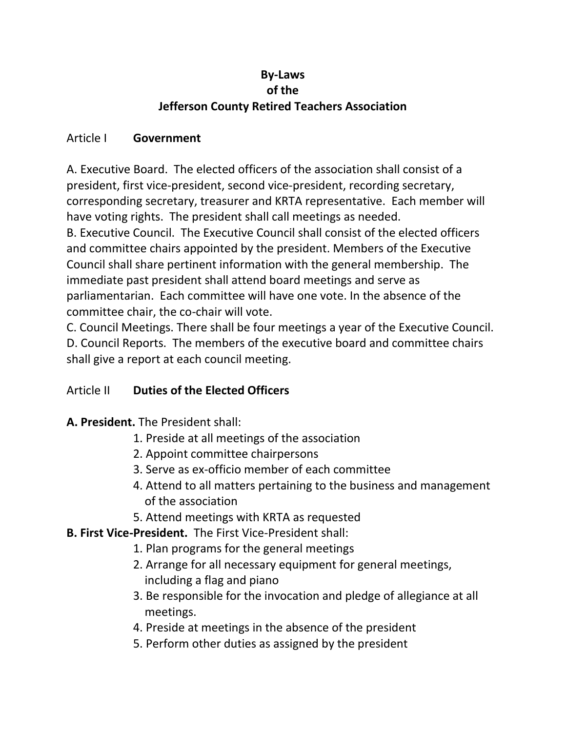# By-Laws
# of the
# Jefferson County Retired Teachers Association

## Article I **Government**

A. Executive Board. The elected officers of the association shall consist of a president, first vice-president, second vice-president, recording secretary, corresponding secretary, treasurer and KRTA representative. Each member will have voting rights. The president shall call meetings as needed.
B. Executive Council. The Executive Council shall consist of the elected officers and committee chairs appointed by the president. Members of the Executive Council shall share pertinent information with the general membership. The immediate past president shall attend board meetings and serve as parliamentarian. Each committee will have one vote. In the absence of the committee chair, the co-chair will vote.
C. Council Meetings. There shall be four meetings a year of the Executive Council.
D. Council Reports. The members of the executive board and committee chairs shall give a report at each council meeting.

## Article II **Duties of the Elected Officers**

**A. President.** The President shall:

1. Preside at all meetings of the association
2. Appoint committee chairpersons
3. Serve as ex-officio member of each committee
4. Attend to all matters pertaining to the business and management of the association
5. Attend meetings with KRTA as requested

**B. First Vice-President.** The First Vice-President shall:

1. Plan programs for the general meetings
2. Arrange for all necessary equipment for general meetings, including a flag and piano
3. Be responsible for the invocation and pledge of allegiance at all meetings.
4. Preside at meetings in the absence of the president
5. Perform other duties as assigned by the president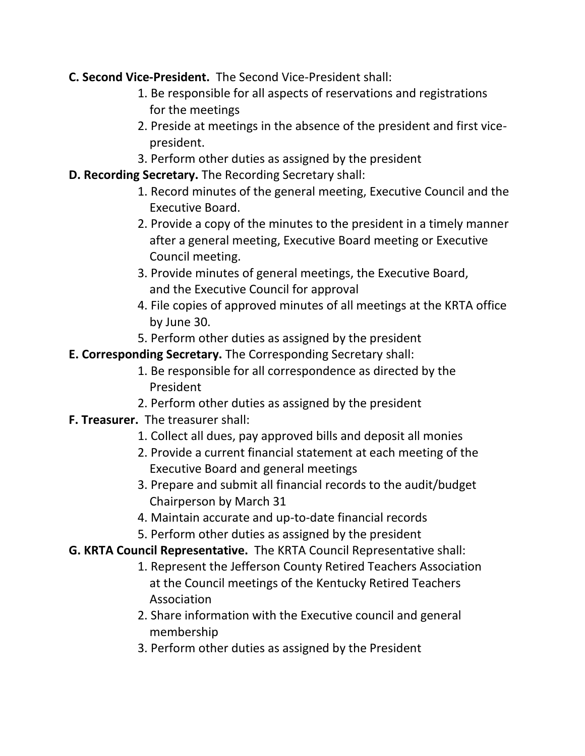**C. Second Vice-President.** The Second Vice-President shall:

1. Be responsible for all aspects of reservations and registrations for the meetings
2. Preside at meetings in the absence of the president and first vice-president.
3. Perform other duties as assigned by the president

**D. Recording Secretary.** The Recording Secretary shall:

1. Record minutes of the general meeting, Executive Council and the Executive Board.
2. Provide a copy of the minutes to the president in a timely manner after a general meeting, Executive Board meeting or Executive Council meeting.
3. Provide minutes of general meetings, the Executive Board, and the Executive Council for approval
4. File copies of approved minutes of all meetings at the KRTA office by June 30.
5. Perform other duties as assigned by the president

**E. Corresponding Secretary.** The Corresponding Secretary shall:

1. Be responsible for all correspondence as directed by the President
2. Perform other duties as assigned by the president

**F. Treasurer.** The treasurer shall:

1. Collect all dues, pay approved bills and deposit all monies
2. Provide a current financial statement at each meeting of the Executive Board and general meetings
3. Prepare and submit all financial records to the audit/budget Chairperson by March 31
4. Maintain accurate and up-to-date financial records
5. Perform other duties as assigned by the president

**G. KRTA Council Representative.** The KRTA Council Representative shall:

1. Represent the Jefferson County Retired Teachers Association at the Council meetings of the Kentucky Retired Teachers Association
2. Share information with the Executive council and general membership
3. Perform other duties as assigned by the President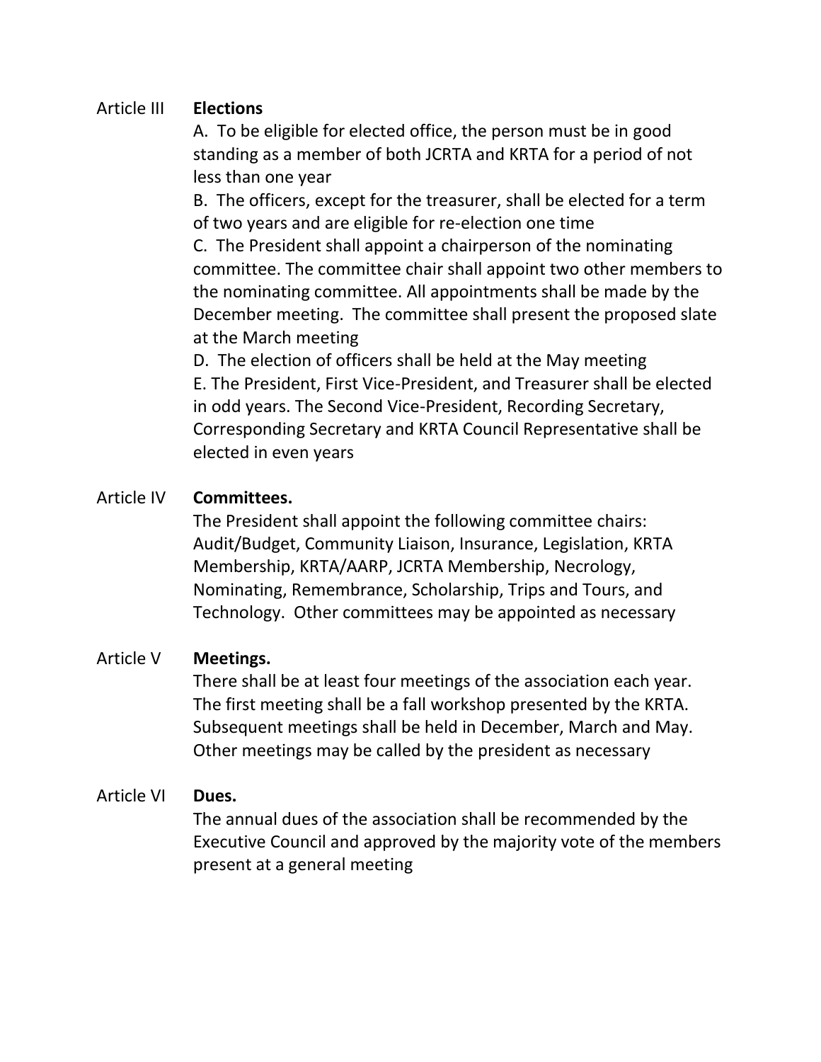## Article III **Elections**

A. To be eligible for elected office, the person must be in good standing as a member of both JCRTA and KRTA for a period of not less than one year

B. The officers, except for the treasurer, shall be elected for a term of two years and are eligible for re-election one time

C. The President shall appoint a chairperson of the nominating committee. The committee chair shall appoint two other members to the nominating committee. All appointments shall be made by the December meeting. The committee shall present the proposed slate at the March meeting

D. The election of officers shall be held at the May meeting

E. The President, First Vice-President, and Treasurer shall be elected in odd years. The Second Vice-President, Recording Secretary, Corresponding Secretary and KRTA Council Representative shall be elected in even years

## Article IV **Committees.**

The President shall appoint the following committee chairs: Audit/Budget, Community Liaison, Insurance, Legislation, KRTA Membership, KRTA/AARP, JCRTA Membership, Necrology, Nominating, Remembrance, Scholarship, Trips and Tours, and Technology. Other committees may be appointed as necessary

## Article V **Meetings.**

There shall be at least four meetings of the association each year. The first meeting shall be a fall workshop presented by the KRTA. Subsequent meetings shall be held in December, March and May. Other meetings may be called by the president as necessary

## Article VI **Dues.**

The annual dues of the association shall be recommended by the Executive Council and approved by the majority vote of the members present at a general meeting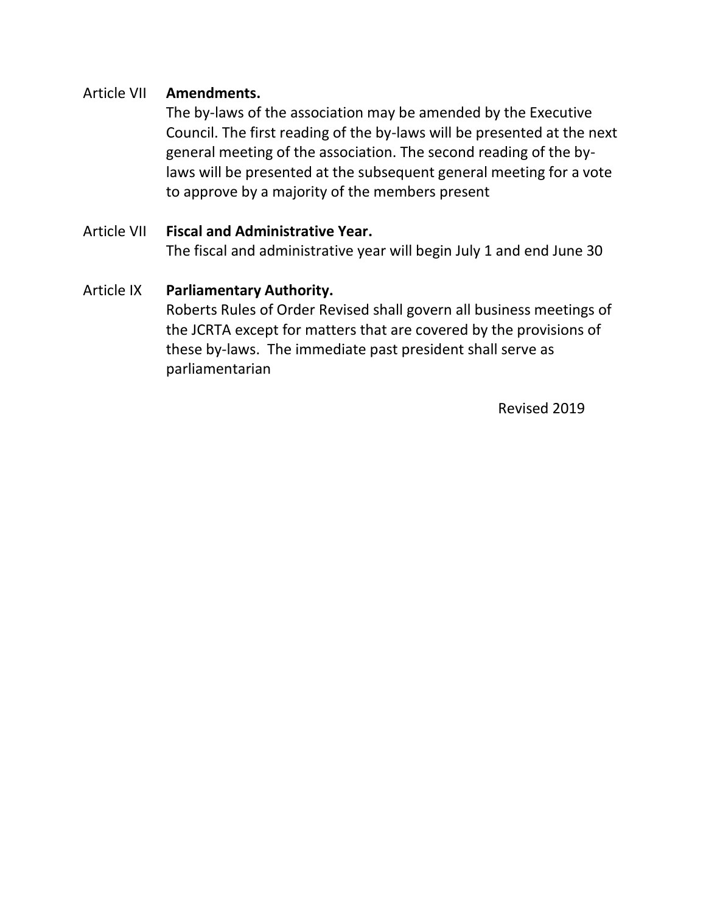Article VII **Amendments.**

The by-laws of the association may be amended by the Executive Council. The first reading of the by-laws will be presented at the next general meeting of the association. The second reading of the by-laws will be presented at the subsequent general meeting for a vote to approve by a majority of the members present

Article VII **Fiscal and Administrative Year.**

The fiscal and administrative year will begin July 1 and end June 30

Article IX **Parliamentary Authority.**

Roberts Rules of Order Revised shall govern all business meetings of the JCRTA except for matters that are covered by the provisions of these by-laws. The immediate past president shall serve as parliamentarian

Revised 2019